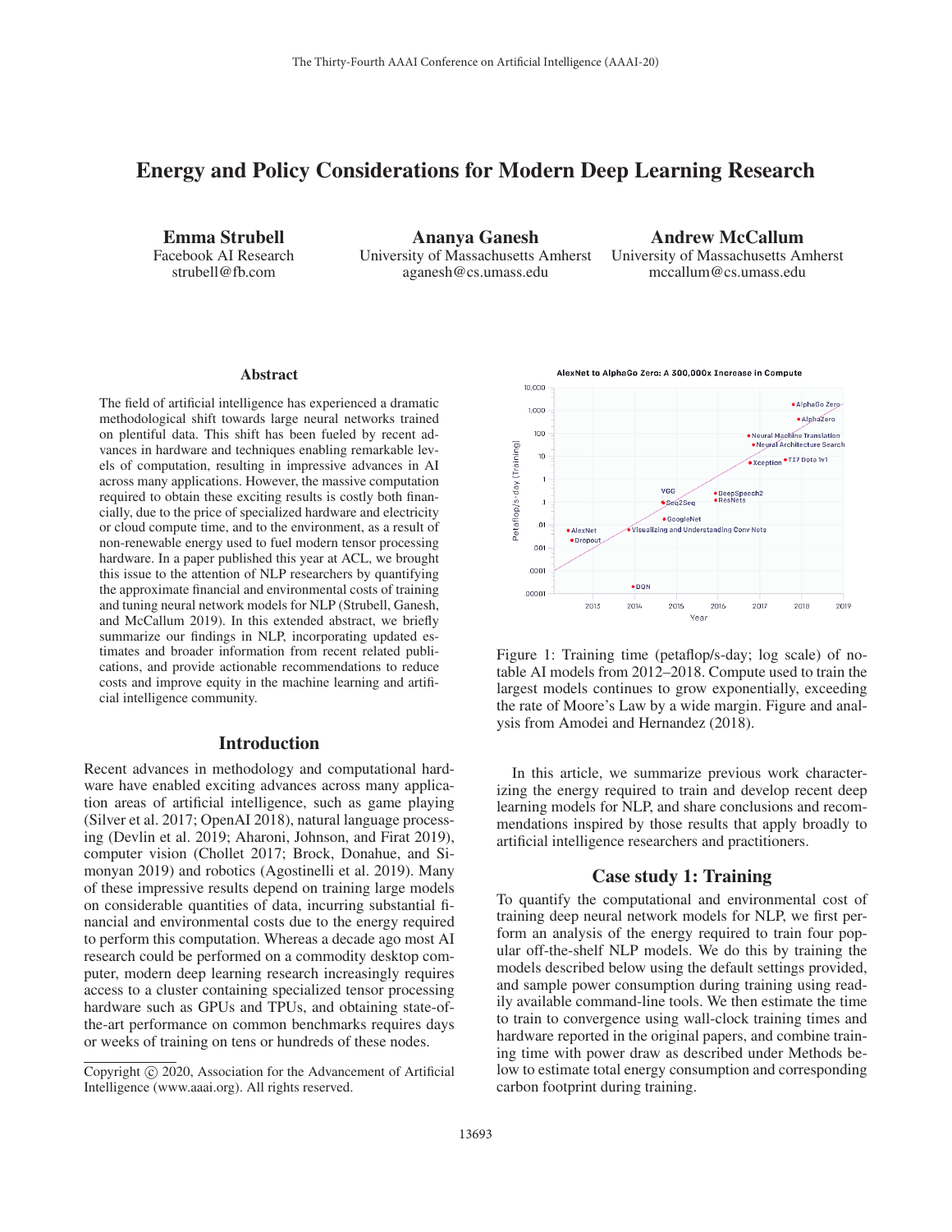# Energy and Policy Considerations for Modern Deep Learning Research

**Emma Strubell**
Facebook AI Research
strubell@fb.com

**Ananya Ganesh**
University of Massachusetts Amherst
aganesh@cs.umass.edu

**Andrew McCallum**
University of Massachusetts Amherst
mccallum@cs.umass.edu

## Abstract

The field of artificial intelligence has experienced a dramatic methodological shift towards large neural networks trained on plentiful data. This shift has been fueled by recent advances in hardware and techniques enabling remarkable levels of computation, resulting in impressive advances in AI across many applications. However, the massive computation required to obtain these exciting results is costly both financially, due to the price of specialized hardware and electricity or cloud compute time, and to the environment, as a result of non-renewable energy used to fuel modern tensor processing hardware. In a paper published this year at ACL, we brought this issue to the attention of NLP researchers by quantifying the approximate financial and environmental costs of training and tuning neural network models for NLP (Strubell, Ganesh, and McCallum 2019). In this extended abstract, we briefly summarize our findings in NLP, incorporating updated estimates and broader information from recent related publications, and provide actionable recommendations to reduce costs and improve equity in the machine learning and artificial intelligence community.

## Introduction

Recent advances in methodology and computational hardware have enabled exciting advances across many application areas of artificial intelligence, such as game playing (Silver et al. 2017; OpenAI 2018), natural language processing (Devlin et al. 2019; Aharoni, Johnson, and Firat 2019), computer vision (Chollet 2017; Brock, Donahue, and Simonyan 2019) and robotics (Agostinelli et al. 2019). Many of these impressive results depend on training large models on considerable quantities of data, incurring substantial financial and environmental costs due to the energy required to perform this computation. Whereas a decade ago most AI research could be performed on a commodity desktop computer, modern deep learning research increasingly requires access to a cluster containing specialized tensor processing hardware such as GPUs and TPUs, and obtaining state-of-the-art performance on common benchmarks requires days or weeks of training on tens or hundreds of these nodes.

Copyright © 2020, Association for the Advancement of Artificial Intelligence (www.aaai.org). All rights reserved.

AlexNet to AlphaGo Zero: A 300,000x Increase in Compute

Petaflop/s-day (Training)

10,000
1,000
100
10
1
.1
.01
.001
.0001
.00001

Year

2013
2014
2015
2016
2017
2018
2019

AlphaGo Zero
AlphaZero
Neural Machine Translation
Neural Architecture Search
Xception
TI7 Dota 1v1
VGG
Seq2Seq
DeepSpeech2
ResNets
GoogleNet
AlexNet
Dropout
Visualizing and Understanding Conv Nets
DQN

Figure 1: Training time (petaflop/s-day; log scale) of notable AI models from 2012–2018. Compute used to train the largest models continues to grow exponentially, exceeding the rate of Moore's Law by a wide margin. Figure and analysis from Amodei and Hernandez (2018).

In this article, we summarize previous work characterizing the energy required to train and develop recent deep learning models for NLP, and share conclusions and recommendations inspired by those results that apply broadly to artificial intelligence researchers and practitioners.

## Case study 1: Training

To quantify the computational and environmental cost of training deep neural network models for NLP, we first perform an analysis of the energy required to train four popular off-the-shelf NLP models. We do this by training the models described below using the default settings provided, and sample power consumption during training using readily available command-line tools. We then estimate the time to train to convergence using wall-clock training times and hardware reported in the original papers, and combine training time with power draw as described under Methods below to estimate total energy consumption and corresponding carbon footprint during training.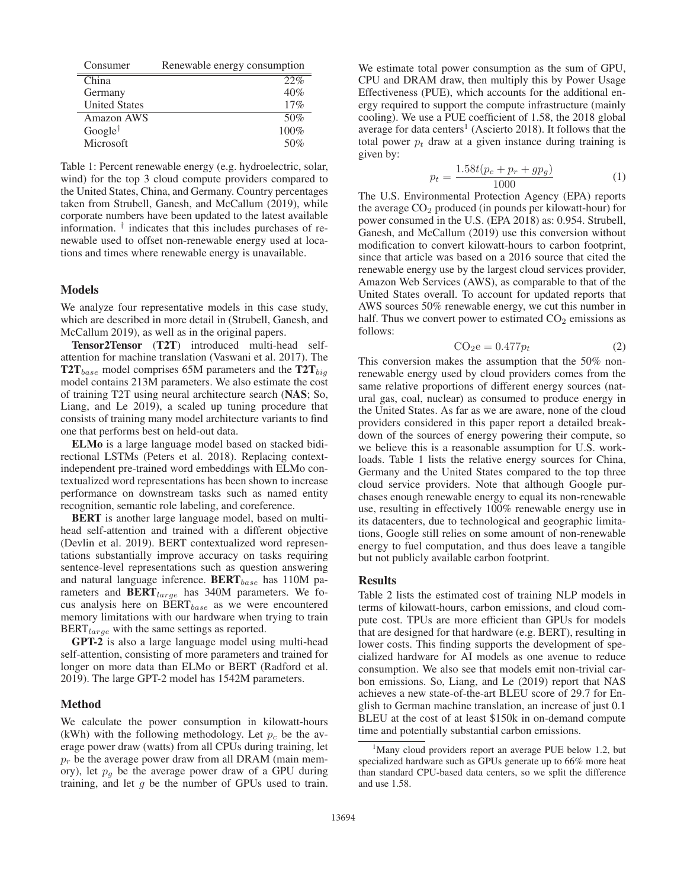| Consumer | Renewable energy consumption |
|---|---|
| China | 22% |
| Germany | 40% |
| United States | 17% |
| Amazon AWS | 50% |
| Google† | 100% |
| Microsoft | 50% |

Table 1: Percent renewable energy (e.g. hydroelectric, solar, wind) for the top 3 cloud compute providers compared to the United States, China, and Germany. Country percentages taken from Strubell, Ganesh, and McCallum (2019), while corporate numbers have been updated to the latest available information. † indicates that this includes purchases of renewable used to offset non-renewable energy used at locations and times where renewable energy is unavailable.

## Models

We analyze four representative models in this case study, which are described in more detail in (Strubell, Ganesh, and McCallum 2019), as well as in the original papers.

**Tensor2Tensor** (**T2T**) introduced multi-head self-attention for machine translation (Vaswani et al. 2017). The **T2T**$_{base}$ model comprises 65M parameters and the **T2T**$_{big}$ model contains 213M parameters. We also estimate the cost of training T2T using neural architecture search (**NAS**; So, Liang, and Le 2019), a scaled up tuning procedure that consists of training many model architecture variants to find one that performs best on held-out data.

**ELMo** is a large language model based on stacked bidirectional LSTMs (Peters et al. 2018). Replacing context-independent pre-trained word embeddings with ELMo contextualized word representations has been shown to increase performance on downstream tasks such as named entity recognition, semantic role labeling, and coreference.

**BERT** is another large language model, based on multi-head self-attention and trained with a different objective (Devlin et al. 2019). BERT contextualized word representations substantially improve accuracy on tasks requiring sentence-level representations such as question answering and natural language inference. **BERT**$_{base}$ has 110M parameters and **BERT**$_{large}$ has 340M parameters. We focus analysis here on BERT$_{base}$ as we were encountered memory limitations with our hardware when trying to train BERT$_{large}$ with the same settings as reported.

**GPT-2** is also a large language model using multi-head self-attention, consisting of more parameters and trained for longer on more data than ELMo or BERT (Radford et al. 2019). The large GPT-2 model has 1542M parameters.

## Method

We calculate the power consumption in kilowatt-hours (kWh) with the following methodology. Let $p_c$ be the average power draw (watts) from all CPUs during training, let $p_r$ be the average power draw from all DRAM (main memory), let $p_g$ be the average power draw of a GPU during training, and let $g$ be the number of GPUs used to train. We estimate total power consumption as the sum of GPU, CPU and DRAM draw, then multiply this by Power Usage Effectiveness (PUE), which accounts for the additional energy required to support the compute infrastructure (mainly cooling). We use a PUE coefficient of 1.58, the 2018 global average for data centers[1] (Ascierto 2018). It follows that the total power $p_t$ draw at a given instance during training is given by:

$$p_t = \frac{1.58t(p_c + p_r + gp_g)}{1000} \tag{1}$$

The U.S. Environmental Protection Agency (EPA) reports the average $CO_2$ produced (in pounds per kilowatt-hour) for power consumed in the U.S. (EPA 2018) as: 0.954. Strubell, Ganesh, and McCallum (2019) use this conversion without modification to convert kilowatt-hours to carbon footprint, since that article was based on a 2016 source that cited the renewable energy use by the largest cloud services provider, Amazon Web Services (AWS), as comparable to that of the United States overall. To account for updated reports that AWS sources 50% renewable energy, we cut this number in half. Thus we convert power to estimated $CO_2$ emissions as follows:

$$\mathrm{CO_2e} = 0.477 p_t \tag{2}$$

This conversion makes the assumption that the 50% non-renewable energy used by cloud providers comes from the same relative proportions of different energy sources (natural gas, coal, nuclear) as consumed to produce energy in the United States. As far as we are aware, none of the cloud providers considered in this paper report a detailed breakdown of the sources of energy powering their compute, so we believe this is a reasonable assumption for U.S. workloads. Table 1 lists the relative energy sources for China, Germany and the United States compared to the top three cloud service providers. Note that although Google purchases enough renewable energy to equal its non-renewable use, resulting in effectively 100% renewable energy use in its datacenters, due to technological and geographic limitations, Google still relies on some amount of non-renewable energy to fuel computation, and thus does leave a tangible but not publicly available carbon footprint.

## Results

Table 2 lists the estimated cost of training NLP models in terms of kilowatt-hours, carbon emissions, and cloud compute cost. TPUs are more efficient than GPUs for models that are designed for that hardware (e.g. BERT), resulting in lower costs. This finding supports the development of specialized hardware for AI models as one avenue to reduce consumption. We also see that models emit non-trivial carbon emissions. So, Liang, and Le (2019) report that NAS achieves a new state-of-the-art BLEU score of 29.7 for English to German machine translation, an increase of just 0.1 BLEU at the cost of at least $150k in on-demand compute time and potentially substantial carbon emissions.

[1] Many cloud providers report an average PUE below 1.2, but specialized hardware such as GPUs generate up to 66% more heat than standard CPU-based data centers, so we split the difference and use 1.58.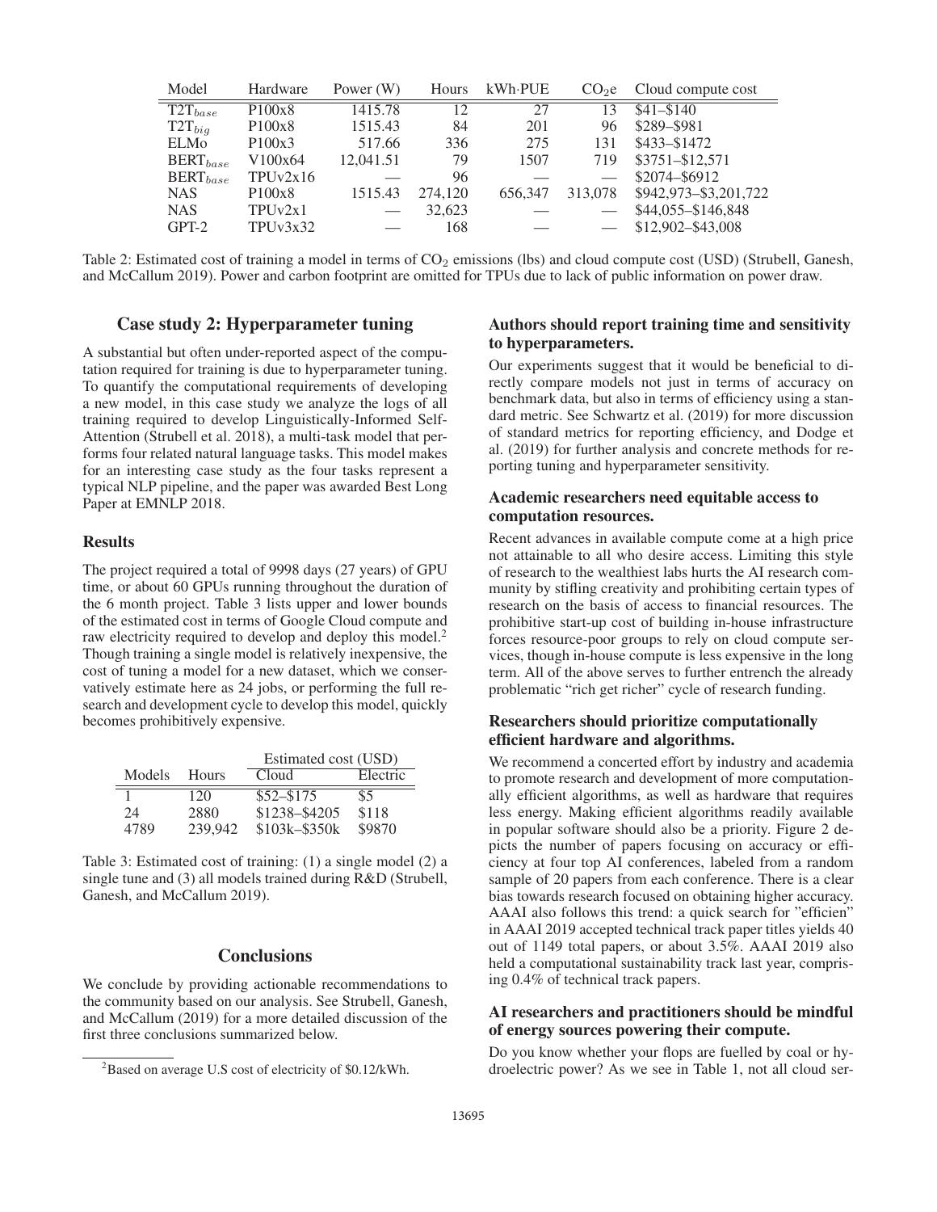| Model | Hardware | Power (W) | Hours | kWh·PUE | $CO_2e$ | Cloud compute cost |
|---|---|---|---|---|---|---|
| $T2T_{base}$ | P100x8 | 1415.78 | 12 | 27 | 13 | \$41–\$140 |
| $T2T_{big}$ | P100x8 | 1515.43 | 84 | 201 | 96 | \$289–\$981 |
| ELMo | P100x3 | 517.66 | 336 | 275 | 131 | \$433–\$1472 |
| $BERT_{base}$ | V100x64 | 12,041.51 | 79 | 1507 | 719 | \$3751–\$12,571 |
| $BERT_{base}$ | TPUv2x16 | — | 96 | — | — | \$2074–\$6912 |
| NAS | P100x8 | 1515.43 | 274,120 | 656,347 | 313,078 | \$942,973–\$3,201,722 |
| NAS | TPUv2x1 | — | 32,623 | — | — | \$44,055–\$146,848 |
| GPT-2 | TPUv3x32 | — | 168 | — | — | \$12,902–\$43,008 |

Table 2: Estimated cost of training a model in terms of $CO_2$ emissions (lbs) and cloud compute cost (USD) (Strubell, Ganesh, and McCallum 2019). Power and carbon footprint are omitted for TPUs due to lack of public information on power draw.

## Case study 2: Hyperparameter tuning

A substantial but often under-reported aspect of the computation required for training is due to hyperparameter tuning. To quantify the computational requirements of developing a new model, in this case study we analyze the logs of all training required to develop Linguistically-Informed Self-Attention (Strubell et al. 2018), a multi-task model that performs four related natural language tasks. This model makes for an interesting case study as the four tasks represent a typical NLP pipeline, and the paper was awarded Best Long Paper at EMNLP 2018.

### Results

The project required a total of 9998 days (27 years) of GPU time, or about 60 GPUs running throughout the duration of the 6 month project. Table 3 lists upper and lower bounds of the estimated cost in terms of Google Cloud compute and raw electricity required to develop and deploy this model.[2] Though training a single model is relatively inexpensive, the cost of tuning a model for a new dataset, which we conservatively estimate here as 24 jobs, or performing the full research and development cycle to develop this model, quickly becomes prohibitively expensive.

| | | Estimated cost (USD) | |
|---|---|---|---|
| Models | Hours | Cloud | Electric |
| 1 | 120 | \$52–\$175 | \$5 |
| 24 | 2880 | \$1238–\$4205 | \$118 |
| 4789 | 239,942 | \$103k–\$350k | \$9870 |

Table 3: Estimated cost of training: (1) a single model (2) a single tune and (3) all models trained during R&D (Strubell, Ganesh, and McCallum 2019).

## Conclusions

We conclude by providing actionable recommendations to the community based on our analysis. See Strubell, Ganesh, and McCallum (2019) for a more detailed discussion of the first three conclusions summarized below.

### Authors should report training time and sensitivity to hyperparameters.

Our experiments suggest that it would be beneficial to directly compare models not just in terms of accuracy on benchmark data, but also in terms of efficiency using a standard metric. See Schwartz et al. (2019) for more discussion of standard metrics for reporting efficiency, and Dodge et al. (2019) for further analysis and concrete methods for reporting tuning and hyperparameter sensitivity.

### Academic researchers need equitable access to computation resources.

Recent advances in available compute come at a high price not attainable to all who desire access. Limiting this style of research to the wealthiest labs hurts the AI research community by stifling creativity and prohibiting certain types of research on the basis of access to financial resources. The prohibitive start-up cost of building in-house infrastructure forces resource-poor groups to rely on cloud compute services, though in-house compute is less expensive in the long term. All of the above serves to further entrench the already problematic "rich get richer" cycle of research funding.

### Researchers should prioritize computationally efficient hardware and algorithms.

We recommend a concerted effort by industry and academia to promote research and development of more computationally efficient algorithms, as well as hardware that requires less energy. Making efficient algorithms readily available in popular software should also be a priority. Figure 2 depicts the number of papers focusing on accuracy or efficiency at four top AI conferences, labeled from a random sample of 20 papers from each conference. There is a clear bias towards research focused on obtaining higher accuracy. AAAI also follows this trend: a quick search for "efficien" in AAAI 2019 accepted technical track paper titles yields 40 out of 1149 total papers, or about 3.5%. AAAI 2019 also held a computational sustainability track last year, comprising 0.4% of technical track papers.

### AI researchers and practitioners should be mindful of energy sources powering their compute.

Do you know whether your flops are fuelled by coal or hydroelectric power? As we see in Table 1, not all cloud ser-

[2] Based on average U.S cost of electricity of \$0.12/kWh.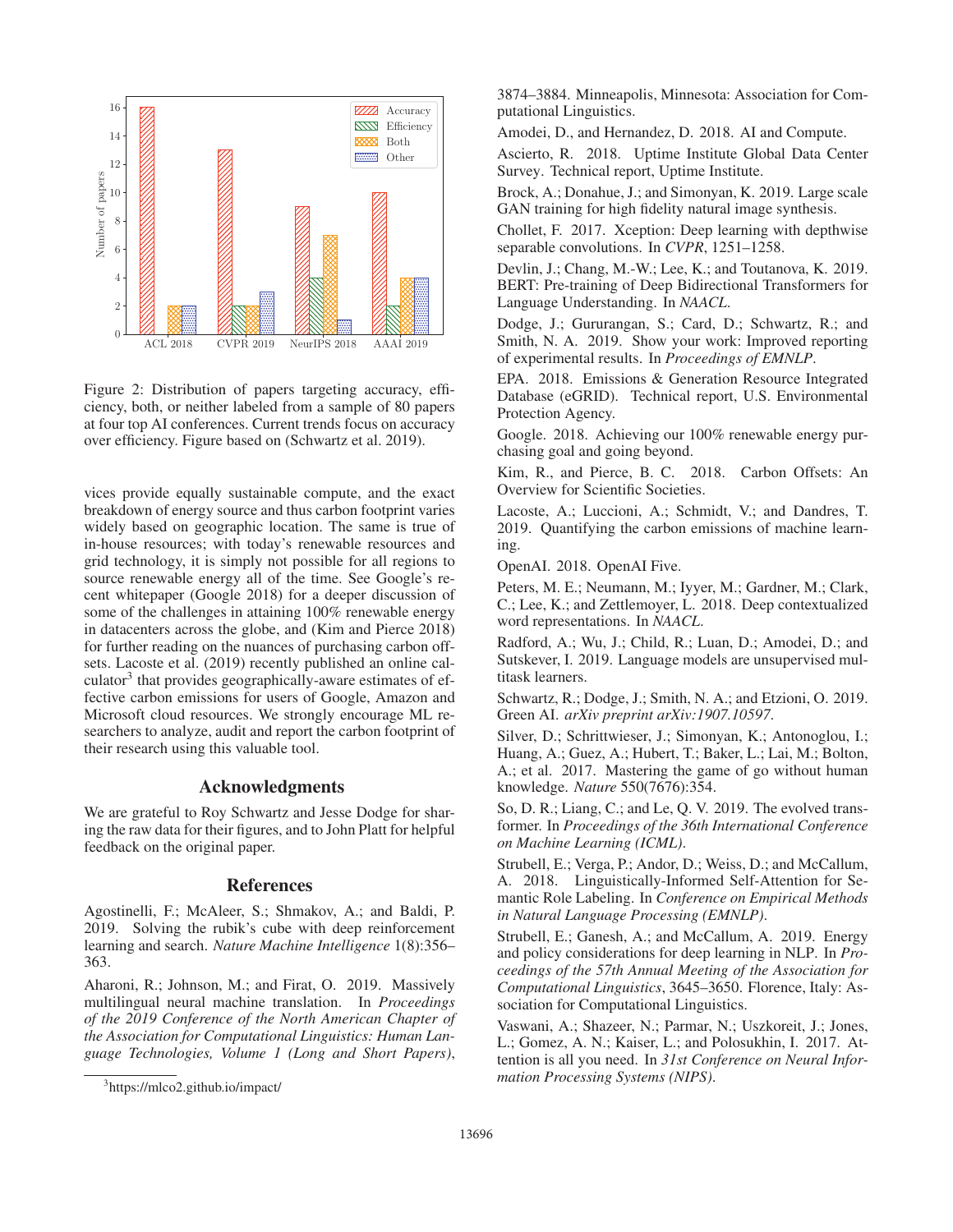16
14
12
10
8
6
4
2
0

Number of papers

Accuracy
Efficiency
Both
Other

ACL 2018
CVPR 2019
NeurIPS 2018
AAAI 2019

Figure 2: Distribution of papers targeting accuracy, efficiency, both, or neither labeled from a sample of 80 papers at four top AI conferences. Current trends focus on accuracy over efficiency. Figure based on (Schwartz et al. 2019).

vices provide equally sustainable compute, and the exact breakdown of energy source and thus carbon footprint varies widely based on geographic location. The same is true of in-house resources; with today's renewable resources and grid technology, it is simply not possible for all regions to source renewable energy all of the time. See Google's recent whitepaper (Google 2018) for a deeper discussion of some of the challenges in attaining 100% renewable energy in datacenters across the globe, and (Kim and Pierce 2018) for further reading on the nuances of purchasing carbon offsets. Lacoste et al. (2019) recently published an online calculator[3] that provides geographically-aware estimates of effective carbon emissions for users of Google, Amazon and Microsoft cloud resources. We strongly encourage ML researchers to analyze, audit and report the carbon footprint of their research using this valuable tool.

## Acknowledgments

We are grateful to Roy Schwartz and Jesse Dodge for sharing the raw data for their figures, and to John Platt for helpful feedback on the original paper.

## References

Agostinelli, F.; McAleer, S.; Shmakov, A.; and Baldi, P. 2019. Solving the rubik's cube with deep reinforcement learning and search. *Nature Machine Intelligence* 1(8):356–363.

Aharoni, R.; Johnson, M.; and Firat, O. 2019. Massively multilingual neural machine translation. In *Proceedings of the 2019 Conference of the North American Chapter of the Association for Computational Linguistics: Human Language Technologies, Volume 1 (Long and Short Papers)*, 3874–3884. Minneapolis, Minnesota: Association for Computational Linguistics.

Amodei, D., and Hernandez, D. 2018. AI and Compute.

Ascierto, R. 2018. Uptime Institute Global Data Center Survey. Technical report, Uptime Institute.

Brock, A.; Donahue, J.; and Simonyan, K. 2019. Large scale GAN training for high fidelity natural image synthesis.

Chollet, F. 2017. Xception: Deep learning with depthwise separable convolutions. In *CVPR*, 1251–1258.

Devlin, J.; Chang, M.-W.; Lee, K.; and Toutanova, K. 2019. BERT: Pre-training of Deep Bidirectional Transformers for Language Understanding. In *NAACL*.

Dodge, J.; Gururangan, S.; Card, D.; Schwartz, R.; and Smith, N. A. 2019. Show your work: Improved reporting of experimental results. In *Proceedings of EMNLP*.

EPA. 2018. Emissions & Generation Resource Integrated Database (eGRID). Technical report, U.S. Environmental Protection Agency.

Google. 2018. Achieving our 100% renewable energy purchasing goal and going beyond.

Kim, R., and Pierce, B. C. 2018. Carbon Offsets: An Overview for Scientific Societies.

Lacoste, A.; Luccioni, A.; Schmidt, V.; and Dandres, T. 2019. Quantifying the carbon emissions of machine learning.

OpenAI. 2018. OpenAI Five.

Peters, M. E.; Neumann, M.; Iyyer, M.; Gardner, M.; Clark, C.; Lee, K.; and Zettlemoyer, L. 2018. Deep contextualized word representations. In *NAACL*.

Radford, A.; Wu, J.; Child, R.; Luan, D.; Amodei, D.; and Sutskever, I. 2019. Language models are unsupervised multitask learners.

Schwartz, R.; Dodge, J.; Smith, N. A.; and Etzioni, O. 2019. Green AI. *arXiv preprint arXiv:1907.10597*.

Silver, D.; Schrittwieser, J.; Simonyan, K.; Antonoglou, I.; Huang, A.; Guez, A.; Hubert, T.; Baker, L.; Lai, M.; Bolton, A.; et al. 2017. Mastering the game of go without human knowledge. *Nature* 550(7676):354.

So, D. R.; Liang, C.; and Le, Q. V. 2019. The evolved transformer. In *Proceedings of the 36th International Conference on Machine Learning (ICML)*.

Strubell, E.; Verga, P.; Andor, D.; Weiss, D.; and McCallum, A. 2018. Linguistically-Informed Self-Attention for Semantic Role Labeling. In *Conference on Empirical Methods in Natural Language Processing (EMNLP)*.

Strubell, E.; Ganesh, A.; and McCallum, A. 2019. Energy and policy considerations for deep learning in NLP. In *Proceedings of the 57th Annual Meeting of the Association for Computational Linguistics*, 3645–3650. Florence, Italy: Association for Computational Linguistics.

Vaswani, A.; Shazeer, N.; Parmar, N.; Uszkoreit, J.; Jones, L.; Gomez, A. N.; Kaiser, L.; and Polosukhin, I. 2017. Attention is all you need. In *31st Conference on Neural Information Processing Systems (NIPS)*.

[3]https://mlco2.github.io/impact/